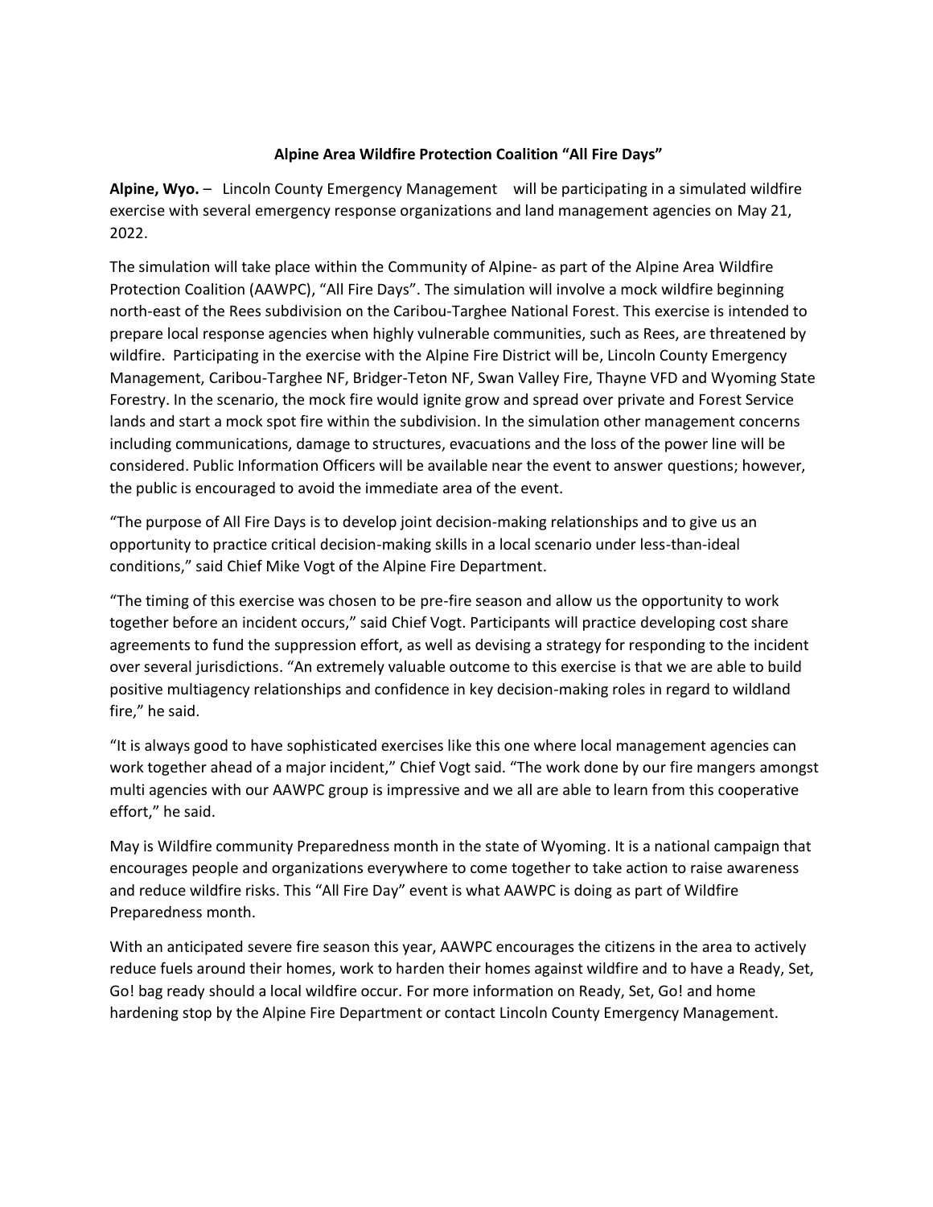**Alpine Area Wildfire Protection Coalition "All Fire Days"**

**Alpine, Wyo.** – Lincoln County Emergency Management will be participating in a simulated wildfire exercise with several emergency response organizations and land management agencies on May 21, 2022.

The simulation will take place within the Community of Alpine- as part of the Alpine Area Wildfire Protection Coalition (AAWPC), "All Fire Days". The simulation will involve a mock wildfire beginning north-east of the Rees subdivision on the Caribou-Targhee National Forest. This exercise is intended to prepare local response agencies when highly vulnerable communities, such as Rees, are threatened by wildfire. Participating in the exercise with the Alpine Fire District will be, Lincoln County Emergency Management, Caribou-Targhee NF, Bridger-Teton NF, Swan Valley Fire, Thayne VFD and Wyoming State Forestry. In the scenario, the mock fire would ignite grow and spread over private and Forest Service lands and start a mock spot fire within the subdivision. In the simulation other management concerns including communications, damage to structures, evacuations and the loss of the power line will be considered. Public Information Officers will be available near the event to answer questions; however, the public is encouraged to avoid the immediate area of the event.

"The purpose of All Fire Days is to develop joint decision-making relationships and to give us an opportunity to practice critical decision-making skills in a local scenario under less-than-ideal conditions," said Chief Mike Vogt of the Alpine Fire Department.

"The timing of this exercise was chosen to be pre-fire season and allow us the opportunity to work together before an incident occurs," said Chief Vogt. Participants will practice developing cost share agreements to fund the suppression effort, as well as devising a strategy for responding to the incident over several jurisdictions. "An extremely valuable outcome to this exercise is that we are able to build positive multiagency relationships and confidence in key decision-making roles in regard to wildland fire," he said.

"It is always good to have sophisticated exercises like this one where local management agencies can work together ahead of a major incident," Chief Vogt said. "The work done by our fire mangers amongst multi agencies with our AAWPC group is impressive and we all are able to learn from this cooperative effort," he said.

May is Wildfire community Preparedness month in the state of Wyoming. It is a national campaign that encourages people and organizations everywhere to come together to take action to raise awareness and reduce wildfire risks. This "All Fire Day" event is what AAWPC is doing as part of Wildfire Preparedness month.

With an anticipated severe fire season this year, AAWPC encourages the citizens in the area to actively reduce fuels around their homes, work to harden their homes against wildfire and to have a Ready, Set, Go! bag ready should a local wildfire occur. For more information on Ready, Set, Go! and home hardening stop by the Alpine Fire Department or contact Lincoln County Emergency Management.